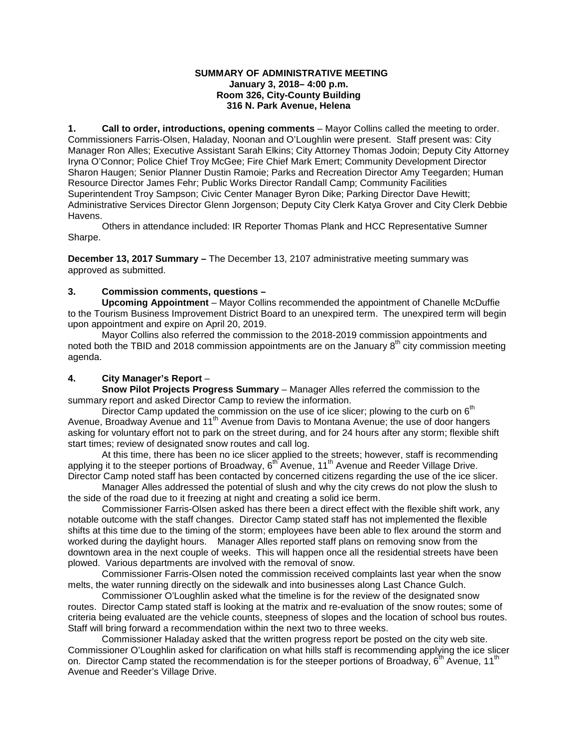**SUMMARY OF ADMINISTRATIVE MEETING**
**January 3, 2018– 4:00 p.m.**
**Room 326, City-County Building**
**316 N. Park Avenue, Helena**

**1. Call to order, introductions, opening comments** – Mayor Collins called the meeting to order. Commissioners Farris-Olsen, Haladay, Noonan and O'Loughlin were present. Staff present was: City Manager Ron Alles; Executive Assistant Sarah Elkins; City Attorney Thomas Jodoin; Deputy City Attorney Iryna O'Connor; Police Chief Troy McGee; Fire Chief Mark Emert; Community Development Director Sharon Haugen; Senior Planner Dustin Ramoie; Parks and Recreation Director Amy Teegarden; Human Resource Director James Fehr; Public Works Director Randall Camp; Community Facilities Superintendent Troy Sampson; Civic Center Manager Byron Dike; Parking Director Dave Hewitt; Administrative Services Director Glenn Jorgenson; Deputy City Clerk Katya Grover and City Clerk Debbie Havens.

Others in attendance included: IR Reporter Thomas Plank and HCC Representative Sumner Sharpe.

**December 13, 2017 Summary –** The December 13, 2107 administrative meeting summary was approved as submitted.

**3. Commission comments, questions –**

**Upcoming Appointment** – Mayor Collins recommended the appointment of Chanelle McDuffie to the Tourism Business Improvement District Board to an unexpired term. The unexpired term will begin upon appointment and expire on April 20, 2019.

Mayor Collins also referred the commission to the 2018-2019 commission appointments and noted both the TBID and 2018 commission appointments are on the January 8th city commission meeting agenda.

**4. City Manager's Report** –

**Snow Pilot Projects Progress Summary** – Manager Alles referred the commission to the summary report and asked Director Camp to review the information.

Director Camp updated the commission on the use of ice slicer; plowing to the curb on 6th Avenue, Broadway Avenue and 11th Avenue from Davis to Montana Avenue; the use of door hangers asking for voluntary effort not to park on the street during, and for 24 hours after any storm; flexible shift start times; review of designated snow routes and call log.

At this time, there has been no ice slicer applied to the streets; however, staff is recommending applying it to the steeper portions of Broadway, 6th Avenue, 11th Avenue and Reeder Village Drive. Director Camp noted staff has been contacted by concerned citizens regarding the use of the ice slicer.

Manager Alles addressed the potential of slush and why the city crews do not plow the slush to the side of the road due to it freezing at night and creating a solid ice berm.

Commissioner Farris-Olsen asked has there been a direct effect with the flexible shift work, any notable outcome with the staff changes. Director Camp stated staff has not implemented the flexible shifts at this time due to the timing of the storm; employees have been able to flex around the storm and worked during the daylight hours. Manager Alles reported staff plans on removing snow from the downtown area in the next couple of weeks. This will happen once all the residential streets have been plowed. Various departments are involved with the removal of snow.

Commissioner Farris-Olsen noted the commission received complaints last year when the snow melts, the water running directly on the sidewalk and into businesses along Last Chance Gulch.

Commissioner O'Loughlin asked what the timeline is for the review of the designated snow routes. Director Camp stated staff is looking at the matrix and re-evaluation of the snow routes; some of criteria being evaluated are the vehicle counts, steepness of slopes and the location of school bus routes. Staff will bring forward a recommendation within the next two to three weeks.

Commissioner Haladay asked that the written progress report be posted on the city web site. Commissioner O'Loughlin asked for clarification on what hills staff is recommending applying the ice slicer on. Director Camp stated the recommendation is for the steeper portions of Broadway, 6th Avenue, 11th Avenue and Reeder's Village Drive.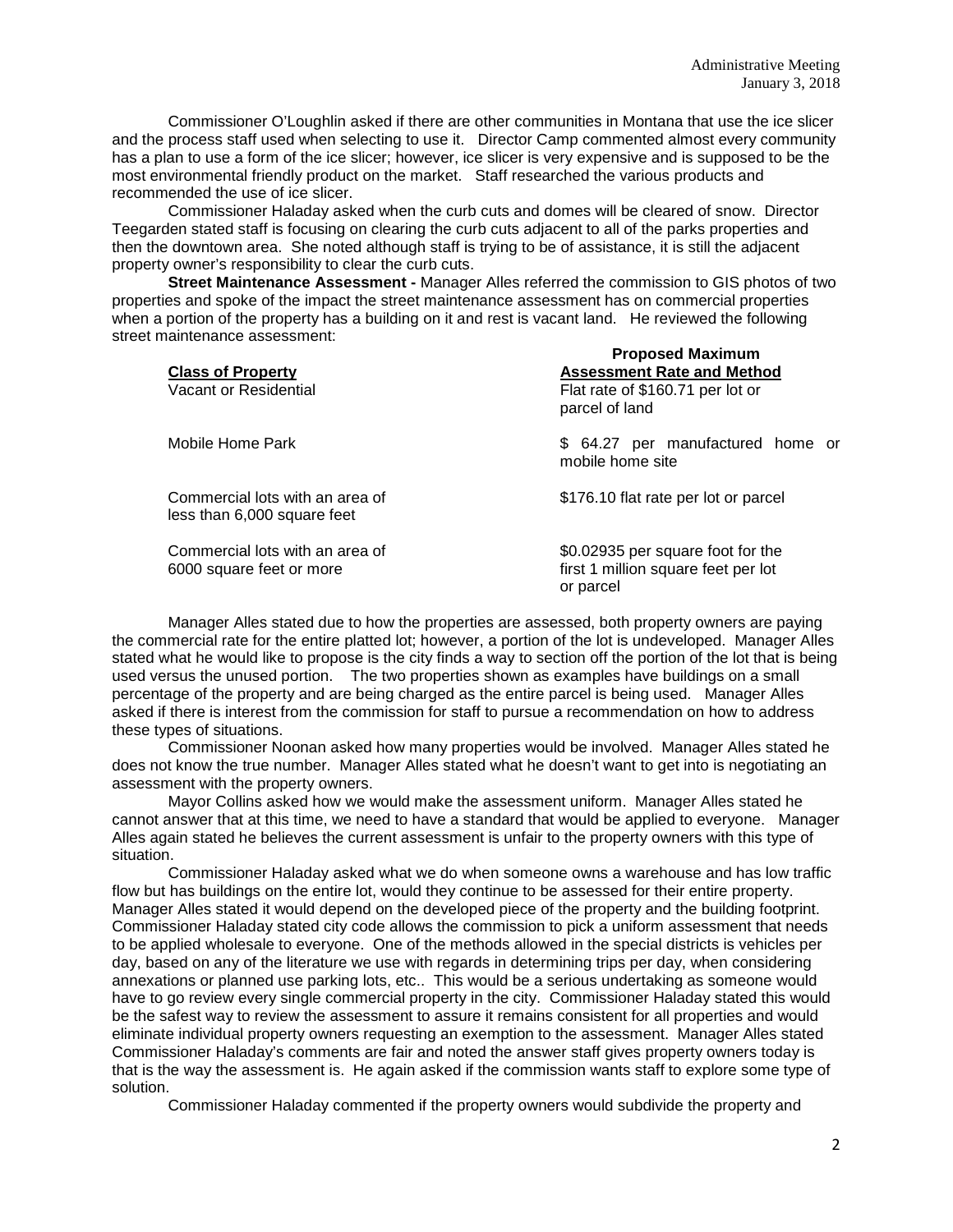Commissioner O'Loughlin asked if there are other communities in Montana that use the ice slicer and the process staff used when selecting to use it. Director Camp commented almost every community has a plan to use a form of the ice slicer; however, ice slicer is very expensive and is supposed to be the most environmental friendly product on the market. Staff researched the various products and recommended the use of ice slicer.

Commissioner Haladay asked when the curb cuts and domes will be cleared of snow. Director Teegarden stated staff is focusing on clearing the curb cuts adjacent to all of the parks properties and then the downtown area. She noted although staff is trying to be of assistance, it is still the adjacent property owner's responsibility to clear the curb cuts.

**Street Maintenance Assessment -** Manager Alles referred the commission to GIS photos of two properties and spoke of the impact the street maintenance assessment has on commercial properties when a portion of the property has a building on it and rest is vacant land. He reviewed the following street maintenance assessment:

| **Class of Property** | **Proposed Maximum Assessment Rate and Method** |
|---|---|
| Vacant or Residential | Flat rate of $160.71 per lot or parcel of land |
| Mobile Home Park | $ 64.27 per manufactured home or mobile home site |
| Commercial lots with an area of less than 6,000 square feet | $176.10 flat rate per lot or parcel |
| Commercial lots with an area of 6000 square feet or more | $0.02935 per square foot for the first 1 million square feet per lot or parcel |

Manager Alles stated due to how the properties are assessed, both property owners are paying the commercial rate for the entire platted lot; however, a portion of the lot is undeveloped. Manager Alles stated what he would like to propose is the city finds a way to section off the portion of the lot that is being used versus the unused portion. The two properties shown as examples have buildings on a small percentage of the property and are being charged as the entire parcel is being used. Manager Alles asked if there is interest from the commission for staff to pursue a recommendation on how to address these types of situations.

Commissioner Noonan asked how many properties would be involved. Manager Alles stated he does not know the true number. Manager Alles stated what he doesn't want to get into is negotiating an assessment with the property owners.

Mayor Collins asked how we would make the assessment uniform. Manager Alles stated he cannot answer that at this time, we need to have a standard that would be applied to everyone. Manager Alles again stated he believes the current assessment is unfair to the property owners with this type of situation.

Commissioner Haladay asked what we do when someone owns a warehouse and has low traffic flow but has buildings on the entire lot, would they continue to be assessed for their entire property. Manager Alles stated it would depend on the developed piece of the property and the building footprint. Commissioner Haladay stated city code allows the commission to pick a uniform assessment that needs to be applied wholesale to everyone. One of the methods allowed in the special districts is vehicles per day, based on any of the literature we use with regards in determining trips per day, when considering annexations or planned use parking lots, etc.. This would be a serious undertaking as someone would have to go review every single commercial property in the city. Commissioner Haladay stated this would be the safest way to review the assessment to assure it remains consistent for all properties and would eliminate individual property owners requesting an exemption to the assessment. Manager Alles stated Commissioner Haladay's comments are fair and noted the answer staff gives property owners today is that is the way the assessment is. He again asked if the commission wants staff to explore some type of solution.

Commissioner Haladay commented if the property owners would subdivide the property and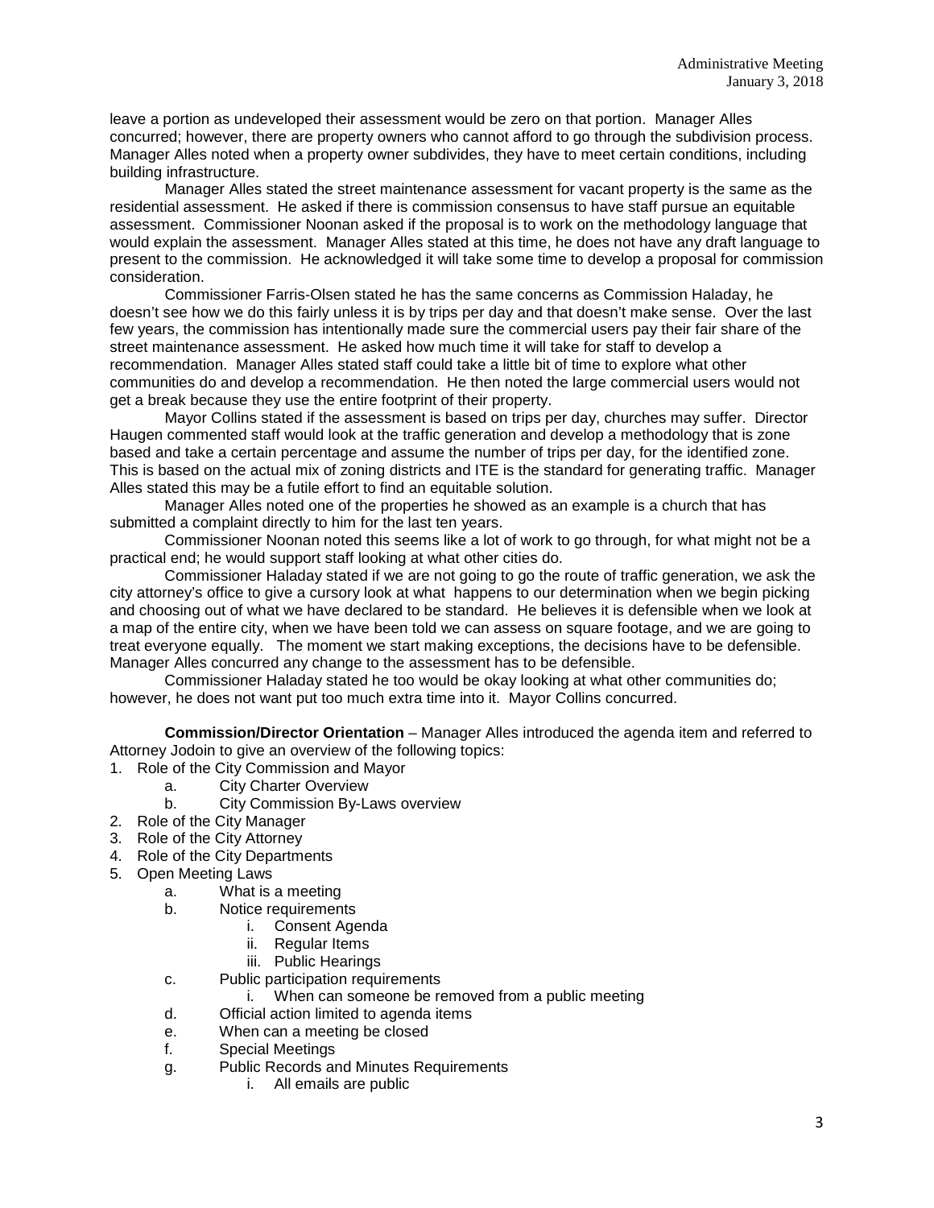leave a portion as undeveloped their assessment would be zero on that portion. Manager Alles concurred; however, there are property owners who cannot afford to go through the subdivision process. Manager Alles noted when a property owner subdivides, they have to meet certain conditions, including building infrastructure.

Manager Alles stated the street maintenance assessment for vacant property is the same as the residential assessment. He asked if there is commission consensus to have staff pursue an equitable assessment. Commissioner Noonan asked if the proposal is to work on the methodology language that would explain the assessment. Manager Alles stated at this time, he does not have any draft language to present to the commission. He acknowledged it will take some time to develop a proposal for commission consideration.

Commissioner Farris-Olsen stated he has the same concerns as Commission Haladay, he doesn't see how we do this fairly unless it is by trips per day and that doesn't make sense. Over the last few years, the commission has intentionally made sure the commercial users pay their fair share of the street maintenance assessment. He asked how much time it will take for staff to develop a recommendation. Manager Alles stated staff could take a little bit of time to explore what other communities do and develop a recommendation. He then noted the large commercial users would not get a break because they use the entire footprint of their property.

Mayor Collins stated if the assessment is based on trips per day, churches may suffer. Director Haugen commented staff would look at the traffic generation and develop a methodology that is zone based and take a certain percentage and assume the number of trips per day, for the identified zone. This is based on the actual mix of zoning districts and ITE is the standard for generating traffic. Manager Alles stated this may be a futile effort to find an equitable solution.

Manager Alles noted one of the properties he showed as an example is a church that has submitted a complaint directly to him for the last ten years.

Commissioner Noonan noted this seems like a lot of work to go through, for what might not be a practical end; he would support staff looking at what other cities do.

Commissioner Haladay stated if we are not going to go the route of traffic generation, we ask the city attorney's office to give a cursory look at what happens to our determination when we begin picking and choosing out of what we have declared to be standard. He believes it is defensible when we look at a map of the entire city, when we have been told we can assess on square footage, and we are going to treat everyone equally. The moment we start making exceptions, the decisions have to be defensible. Manager Alles concurred any change to the assessment has to be defensible.

Commissioner Haladay stated he too would be okay looking at what other communities do; however, he does not want put too much extra time into it. Mayor Collins concurred.

**Commission/Director Orientation** – Manager Alles introduced the agenda item and referred to Attorney Jodoin to give an overview of the following topics:

1. Role of the City Commission and Mayor
   - a. City Charter Overview
   - b. City Commission By-Laws overview
2. Role of the City Manager
3. Role of the City Attorney
4. Role of the City Departments
5. Open Meeting Laws
   - a. What is a meeting
   - b. Notice requirements
     - i. Consent Agenda
     - ii. Regular Items
     - iii. Public Hearings
   - c. Public participation requirements
     - i. When can someone be removed from a public meeting
   - d. Official action limited to agenda items
   - e. When can a meeting be closed
   - f. Special Meetings
   - g. Public Records and Minutes Requirements
     - i. All emails are public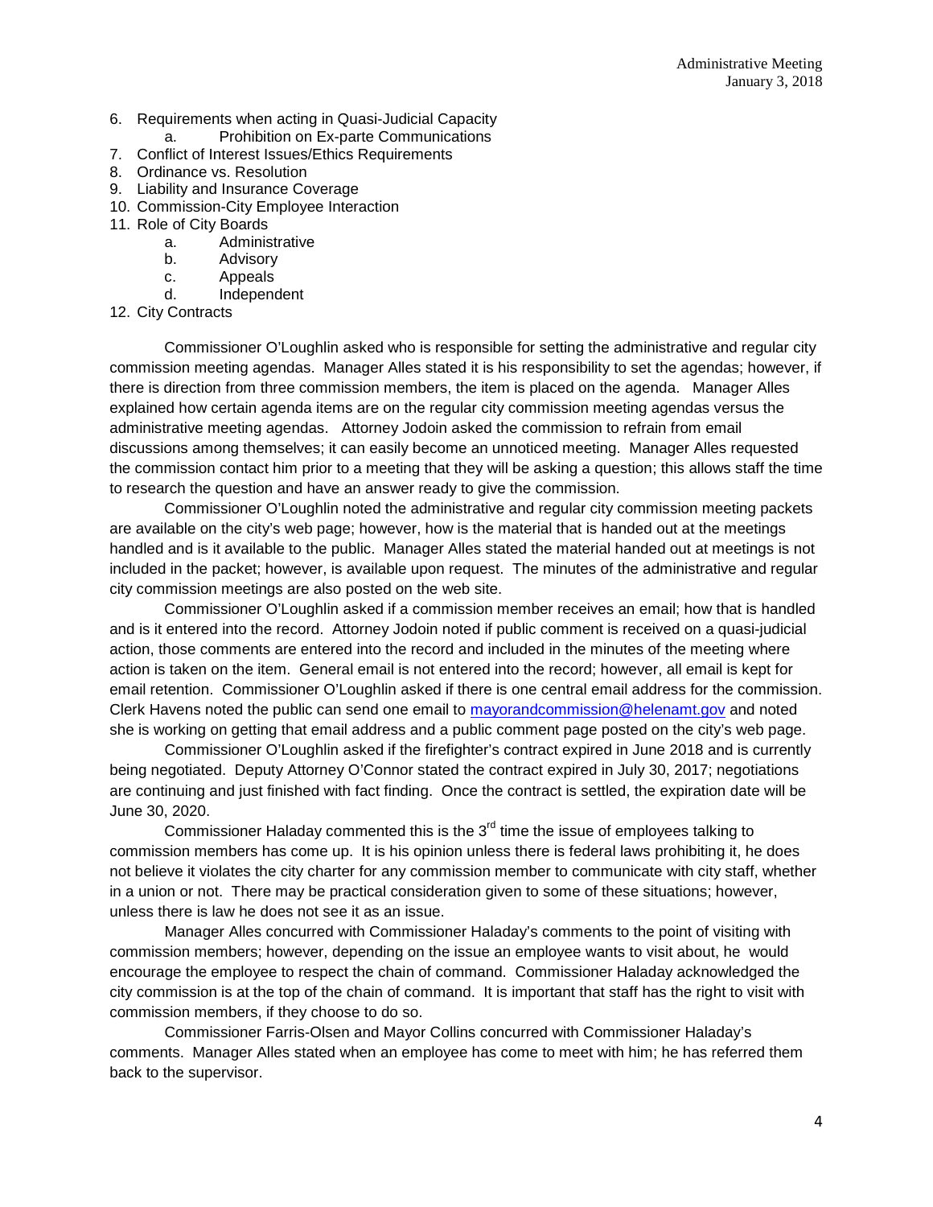6. Requirements when acting in Quasi-Judicial Capacity
    a. Prohibition on Ex-parte Communications
7. Conflict of Interest Issues/Ethics Requirements
8. Ordinance vs. Resolution
9. Liability and Insurance Coverage
10. Commission-City Employee Interaction
11. Role of City Boards
    a. Administrative
    b. Advisory
    c. Appeals
    d. Independent
12. City Contracts

Commissioner O'Loughlin asked who is responsible for setting the administrative and regular city commission meeting agendas. Manager Alles stated it is his responsibility to set the agendas; however, if there is direction from three commission members, the item is placed on the agenda. Manager Alles explained how certain agenda items are on the regular city commission meeting agendas versus the administrative meeting agendas. Attorney Jodoin asked the commission to refrain from email discussions among themselves; it can easily become an unnoticed meeting. Manager Alles requested the commission contact him prior to a meeting that they will be asking a question; this allows staff the time to research the question and have an answer ready to give the commission.

Commissioner O'Loughlin noted the administrative and regular city commission meeting packets are available on the city's web page; however, how is the material that is handed out at the meetings handled and is it available to the public. Manager Alles stated the material handed out at meetings is not included in the packet; however, is available upon request. The minutes of the administrative and regular city commission meetings are also posted on the web site.

Commissioner O'Loughlin asked if a commission member receives an email; how that is handled and is it entered into the record. Attorney Jodoin noted if public comment is received on a quasi-judicial action, those comments are entered into the record and included in the minutes of the meeting where action is taken on the item. General email is not entered into the record; however, all email is kept for email retention. Commissioner O'Loughlin asked if there is one central email address for the commission. Clerk Havens noted the public can send one email to mayorandcommission@helenamt.gov and noted she is working on getting that email address and a public comment page posted on the city's web page.

Commissioner O'Loughlin asked if the firefighter's contract expired in June 2018 and is currently being negotiated. Deputy Attorney O'Connor stated the contract expired in July 30, 2017; negotiations are continuing and just finished with fact finding. Once the contract is settled, the expiration date will be June 30, 2020.

Commissioner Haladay commented this is the 3rd time the issue of employees talking to commission members has come up. It is his opinion unless there is federal laws prohibiting it, he does not believe it violates the city charter for any commission member to communicate with city staff, whether in a union or not. There may be practical consideration given to some of these situations; however, unless there is law he does not see it as an issue.

Manager Alles concurred with Commissioner Haladay's comments to the point of visiting with commission members; however, depending on the issue an employee wants to visit about, he would encourage the employee to respect the chain of command. Commissioner Haladay acknowledged the city commission is at the top of the chain of command. It is important that staff has the right to visit with commission members, if they choose to do so.

Commissioner Farris-Olsen and Mayor Collins concurred with Commissioner Haladay's comments. Manager Alles stated when an employee has come to meet with him; he has referred them back to the supervisor.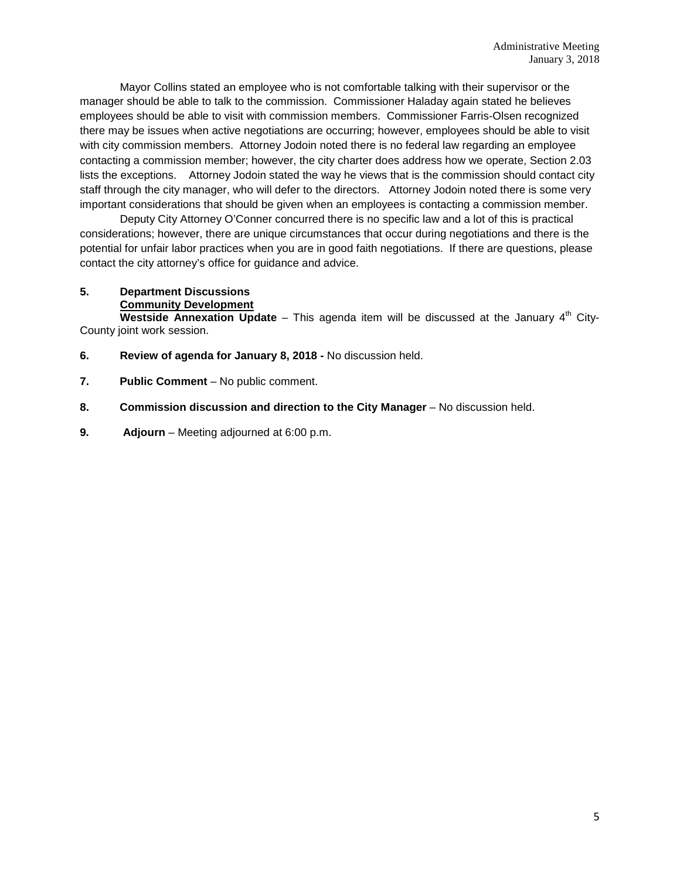Mayor Collins stated an employee who is not comfortable talking with their supervisor or the manager should be able to talk to the commission. Commissioner Haladay again stated he believes employees should be able to visit with commission members. Commissioner Farris-Olsen recognized there may be issues when active negotiations are occurring; however, employees should be able to visit with city commission members. Attorney Jodoin noted there is no federal law regarding an employee contacting a commission member; however, the city charter does address how we operate, Section 2.03 lists the exceptions. Attorney Jodoin stated the way he views that is the commission should contact city staff through the city manager, who will defer to the directors. Attorney Jodoin noted there is some very important considerations that should be given when an employees is contacting a commission member.

Deputy City Attorney O'Conner concurred there is no specific law and a lot of this is practical considerations; however, there are unique circumstances that occur during negotiations and there is the potential for unfair labor practices when you are in good faith negotiations. If there are questions, please contact the city attorney's office for guidance and advice.

**5. Department Discussions**

**Community Development**

**Westside Annexation Update** – This agenda item will be discussed at the January 4th City-County joint work session.

**6. Review of agenda for January 8, 2018 -** No discussion held.

**7. Public Comment** – No public comment.

**8. Commission discussion and direction to the City Manager** – No discussion held.

**9. Adjourn** – Meeting adjourned at 6:00 p.m.